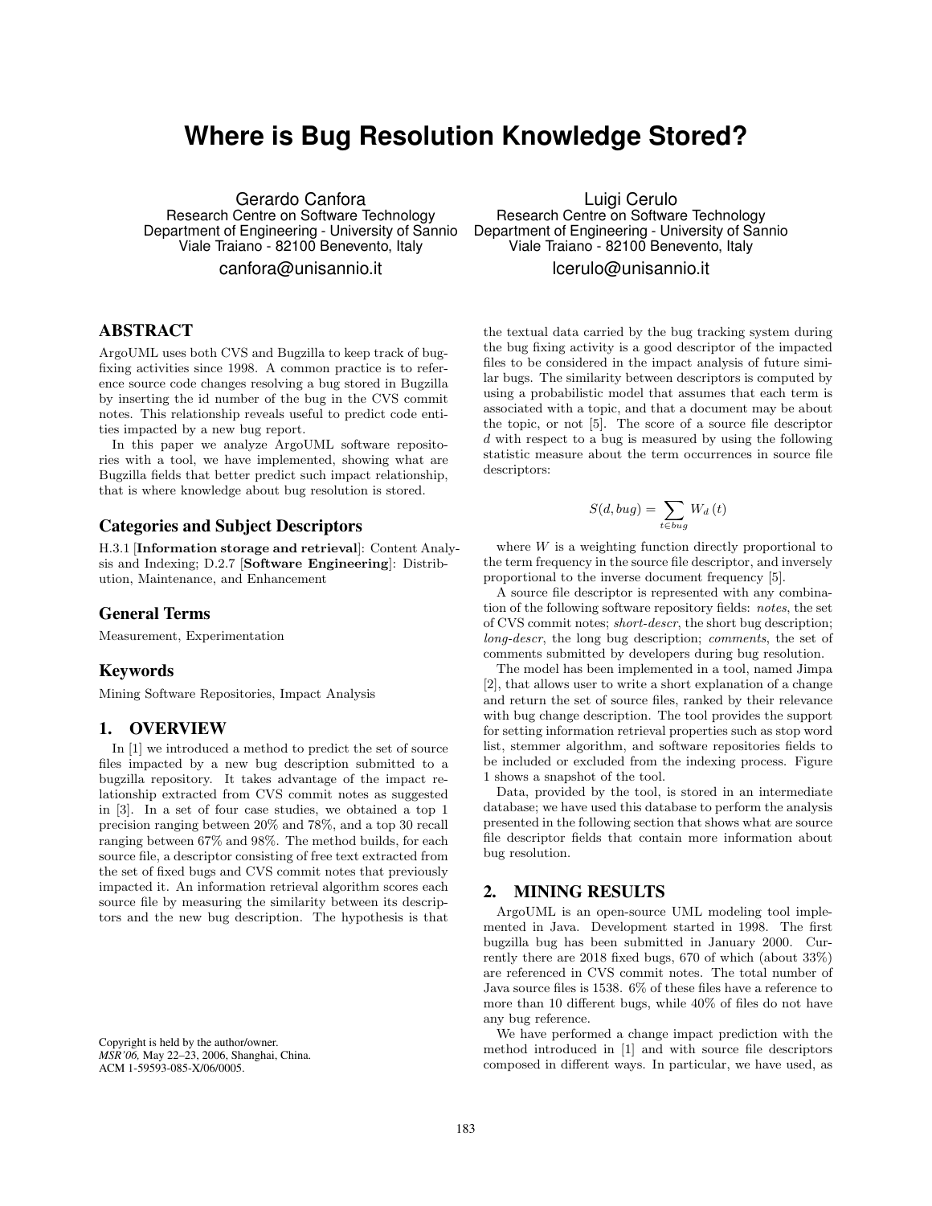# Where is Bug Resolution Knowledge Stored?

Gerardo Canfora
Research Centre on Software Technology
Department of Engineering - University of Sannio
Viale Traiano - 82100 Benevento, Italy
canfora@unisannio.it

Luigi Cerulo
Research Centre on Software Technology
Department of Engineering - University of Sannio
Viale Traiano - 82100 Benevento, Italy
lcerulo@unisannio.it

## ABSTRACT

ArgoUML uses both CVS and Bugzilla to keep track of bug-fixing activities since 1998. A common practice is to reference source code changes resolving a bug stored in Bugzilla by inserting the id number of the bug in the CVS commit notes. This relationship reveals useful to predict code entities impacted by a new bug report.

In this paper we analyze ArgoUML software repositories with a tool, we have implemented, showing what are Bugzilla fields that better predict such impact relationship, that is where knowledge about bug resolution is stored.

### Categories and Subject Descriptors

H.3.1 [**Information storage and retrieval**]: Content Analysis and Indexing; D.2.7 [**Software Engineering**]: Distribution, Maintenance, and Enhancement

### General Terms

Measurement, Experimentation

### Keywords

Mining Software Repositories, Impact Analysis

## 1. OVERVIEW

In [1] we introduced a method to predict the set of source files impacted by a new bug description submitted to a bugzilla repository. It takes advantage of the impact relationship extracted from CVS commit notes as suggested in [3]. In a set of four case studies, we obtained a top 1 precision ranging between 20% and 78%, and a top 30 recall ranging between 67% and 98%. The method builds, for each source file, a descriptor consisting of free text extracted from the set of fixed bugs and CVS commit notes that previously impacted it. An information retrieval algorithm scores each source file by measuring the similarity between its descriptors and the new bug description. The hypothesis is that the textual data carried by the bug tracking system during the bug fixing activity is a good descriptor of the impacted files to be considered in the impact analysis of future similar bugs. The similarity between descriptors is computed by using a probabilistic model that assumes that each term is associated with a topic, and that a document may be about the topic, or not [5]. The score of a source file descriptor $d$ with respect to a bug is measured by using the following statistic measure about the term occurrences in source file descriptors:

$$S(d, bug) = \sum_{t \in bug} W_d(t)$$

where $W$ is a weighting function directly proportional to the term frequency in the source file descriptor, and inversely proportional to the inverse document frequency [5].

A source file descriptor is represented with any combination of the following software repository fields: *notes*, the set of CVS commit notes; *short-descr*, the short bug description; *long-descr*, the long bug description; *comments*, the set of comments submitted by developers during bug resolution.

The model has been implemented in a tool, named Jimpa [2], that allows user to write a short explanation of a change and return the set of source files, ranked by their relevance with bug change description. The tool provides the support for setting information retrieval properties such as stop word list, stemmer algorithm, and software repositories fields to be included or excluded from the indexing process. Figure 1 shows a snapshot of the tool.

Data, provided by the tool, is stored in an intermediate database; we have used this database to perform the analysis presented in the following section that shows what are source file descriptor fields that contain more information about bug resolution.

## 2. MINING RESULTS

ArgoUML is an open-source UML modeling tool implemented in Java. Development started in 1998. The first bugzilla bug has been submitted in January 2000. Currently there are 2018 fixed bugs, 670 of which (about 33%) are referenced in CVS commit notes. The total number of Java source files is 1538. 6% of these files have a reference to more than 10 different bugs, while 40% of files do not have any bug reference.

We have performed a change impact prediction with the method introduced in [1] and with source file descriptors composed in different ways. In particular, we have used, as

Copyright is held by the author/owner.
*MSR'06,* May 22–23, 2006, Shanghai, China.
ACM 1-59593-085-X/06/0005.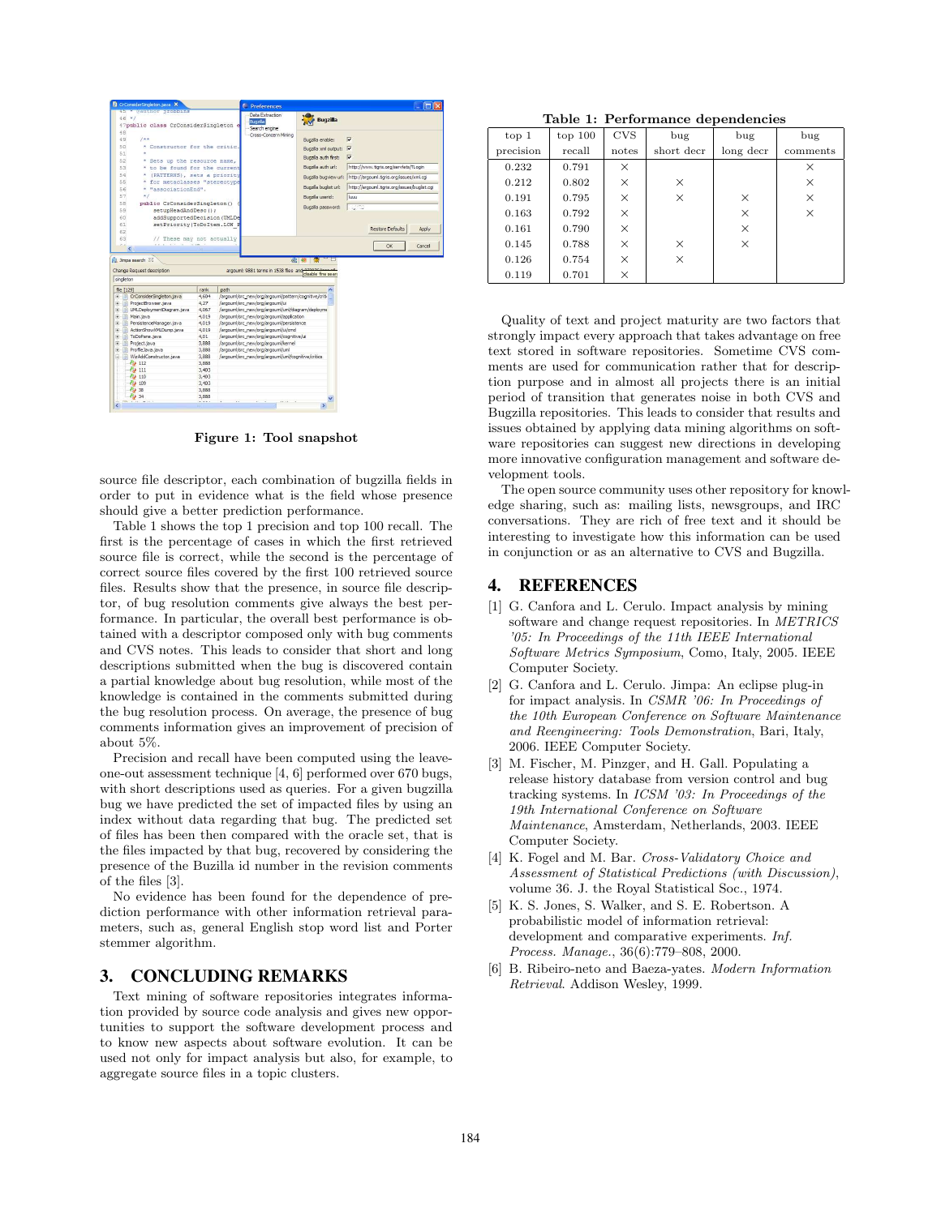Figure 1: Tool snapshot

source file descriptor, each combination of bugzilla fields in order to put in evidence what is the field whose presence should give a better prediction performance.

Table 1 shows the top 1 precision and top 100 recall. The first is the percentage of cases in which the first retrieved source file is correct, while the second is the percentage of correct source files covered by the first 100 retrieved source files. Results show that the presence, in source file descriptor, of bug resolution comments give always the best performance. In particular, the overall best performance is obtained with a descriptor composed only with bug comments and CVS notes. This leads to consider that short and long descriptions submitted when the bug is discovered contain a partial knowledge about bug resolution, while most of the knowledge is contained in the comments submitted during the bug resolution process. On average, the presence of bug comments information gives an improvement of precision of about 5%.

Precision and recall have been computed using the leave-one-out assessment technique [4, 6] performed over 670 bugs, with short descriptions used as queries. For a given bugzilla bug we have predicted the set of impacted files by using an index without data regarding that bug. The predicted set of files has been then compared with the oracle set, that is the files impacted by that bug, recovered by considering the presence of the Buzilla id number in the revision comments of the files [3].

No evidence has been found for the dependence of prediction performance with other information retrieval parameters, such as, general English stop word list and Porter stemmer algorithm.

# 3. CONCLUDING REMARKS

Text mining of software repositories integrates information provided by source code analysis and gives new opportunities to support the software development process and to know new aspects about software evolution. It can be used not only for impact analysis but also, for example, to aggregate source files in a topic clusters.

**Table 1: Performance dependencies**

| top 1 precision | top 100 recall | CVS notes | bug short decr | bug long decr | bug comments |
|---|---|---|---|---|---|
| 0.232 | 0.791 | × | | | × |
| 0.212 | 0.802 | × | × | | × |
| 0.191 | 0.795 | × | × | × | × |
| 0.163 | 0.792 | × | | × | × |
| 0.161 | 0.790 | × | | × | |
| 0.145 | 0.788 | × | × | × | |
| 0.126 | 0.754 | × | × | | |
| 0.119 | 0.701 | × | | | |

Quality of text and project maturity are two factors that strongly impact every approach that takes advantage on free text stored in software repositories. Sometime CVS comments are used for communication rather than for description purpose and in almost all projects there is an initial period of transition that generates noise in both CVS and Bugzilla repositories. This leads to consider that results and issues obtained by applying data mining algorithms on software repositories can suggest new directions in developing more innovative configuration management and software development tools.

The open source community uses other repository for knowledge sharing, such as: mailing lists, newsgroups, and IRC conversations. They are rich of free text and it should be interesting to investigate how this information can be used in conjunction or as an alternative to CVS and Bugzilla.

# 4. REFERENCES

[1] G. Canfora and L. Cerulo. Impact analysis by mining software and change request repositories. In *METRICS '05: In Proceedings of the 11th IEEE International Software Metrics Symposium*, Como, Italy, 2005. IEEE Computer Society.

[2] G. Canfora and L. Cerulo. Jimpa: An eclipse plug-in for impact analysis. In *CSMR '06: In Proceedings of the 10th European Conference on Software Maintenance and Reengineering: Tools Demonstration*, Bari, Italy, 2006. IEEE Computer Society.

[3] M. Fischer, M. Pinzger, and H. Gall. Populating a release history database from version control and bug tracking systems. In *ICSM '03: In Proceedings of the 19th International Conference on Software Maintenance*, Amsterdam, Netherlands, 2003. IEEE Computer Society.

[4] K. Fogel and M. Bar. *Cross-Validatory Choice and Assessment of Statistical Predictions (with Discussion)*, volume 36. J. the Royal Statistical Soc., 1974.

[5] K. S. Jones, S. Walker, and S. E. Robertson. A probabilistic model of information retrieval: development and comparative experiments. *Inf. Process. Manage.*, 36(6):779–808, 2000.

[6] B. Ribeiro-neto and Baeza-yates. *Modern Information Retrieval*. Addison Wesley, 1999.